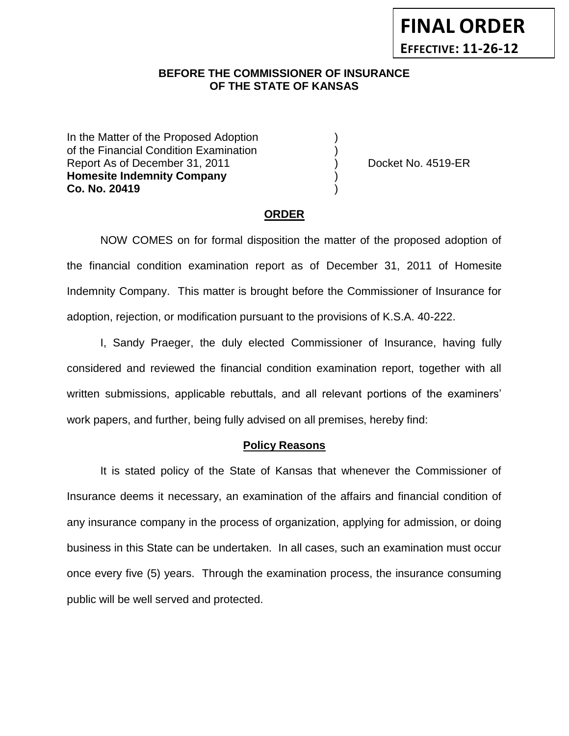**FINAL ORDER**

**EFFECTIVE: 11-26-12**

**BEFORE THE COMMISSIONER OF INSURANCE**
**OF THE STATE OF KANSAS**

| | | |
|---|---|---|
| In the Matter of the Proposed Adoption | ) | |
| of the Financial Condition Examination | ) | |
| Report As of December 31, 2011 | ) | Docket No. 4519-ER |
| **Homesite Indemnity Company** | ) | |
| **Co. No. 20419** | ) | |

## ORDER

NOW COMES on for formal disposition the matter of the proposed adoption of the financial condition examination report as of December 31, 2011 of Homesite Indemnity Company. This matter is brought before the Commissioner of Insurance for adoption, rejection, or modification pursuant to the provisions of K.S.A. 40-222.

I, Sandy Praeger, the duly elected Commissioner of Insurance, having fully considered and reviewed the financial condition examination report, together with all written submissions, applicable rebuttals, and all relevant portions of the examiners' work papers, and further, being fully advised on all premises, hereby find:

## Policy Reasons

It is stated policy of the State of Kansas that whenever the Commissioner of Insurance deems it necessary, an examination of the affairs and financial condition of any insurance company in the process of organization, applying for admission, or doing business in this State can be undertaken. In all cases, such an examination must occur once every five (5) years. Through the examination process, the insurance consuming public will be well served and protected.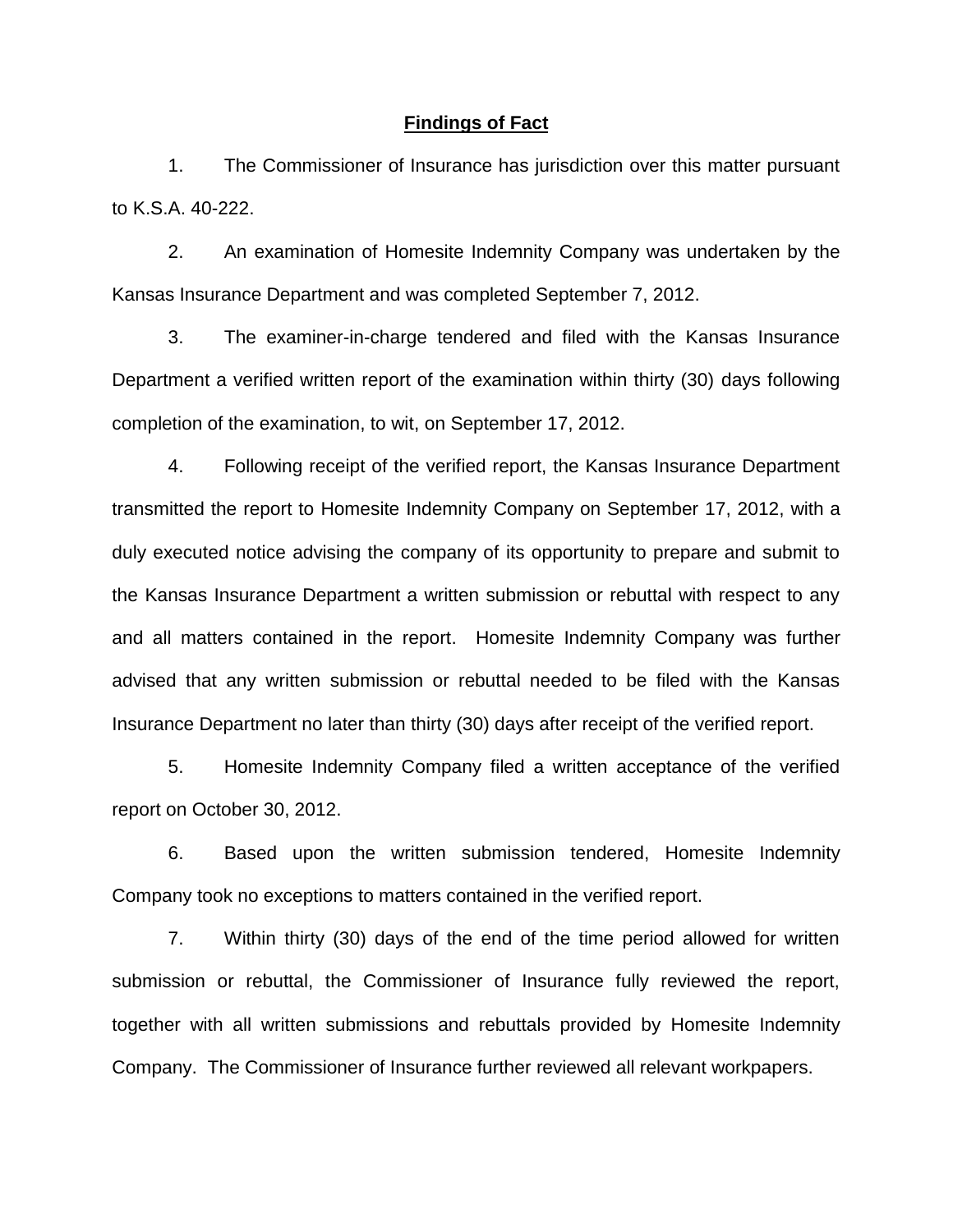## Findings of Fact

1. The Commissioner of Insurance has jurisdiction over this matter pursuant to K.S.A. 40-222.

2. An examination of Homesite Indemnity Company was undertaken by the Kansas Insurance Department and was completed September 7, 2012.

3. The examiner-in-charge tendered and filed with the Kansas Insurance Department a verified written report of the examination within thirty (30) days following completion of the examination, to wit, on September 17, 2012.

4. Following receipt of the verified report, the Kansas Insurance Department transmitted the report to Homesite Indemnity Company on September 17, 2012, with a duly executed notice advising the company of its opportunity to prepare and submit to the Kansas Insurance Department a written submission or rebuttal with respect to any and all matters contained in the report. Homesite Indemnity Company was further advised that any written submission or rebuttal needed to be filed with the Kansas Insurance Department no later than thirty (30) days after receipt of the verified report.

5. Homesite Indemnity Company filed a written acceptance of the verified report on October 30, 2012.

6. Based upon the written submission tendered, Homesite Indemnity Company took no exceptions to matters contained in the verified report.

7. Within thirty (30) days of the end of the time period allowed for written submission or rebuttal, the Commissioner of Insurance fully reviewed the report, together with all written submissions and rebuttals provided by Homesite Indemnity Company. The Commissioner of Insurance further reviewed all relevant workpapers.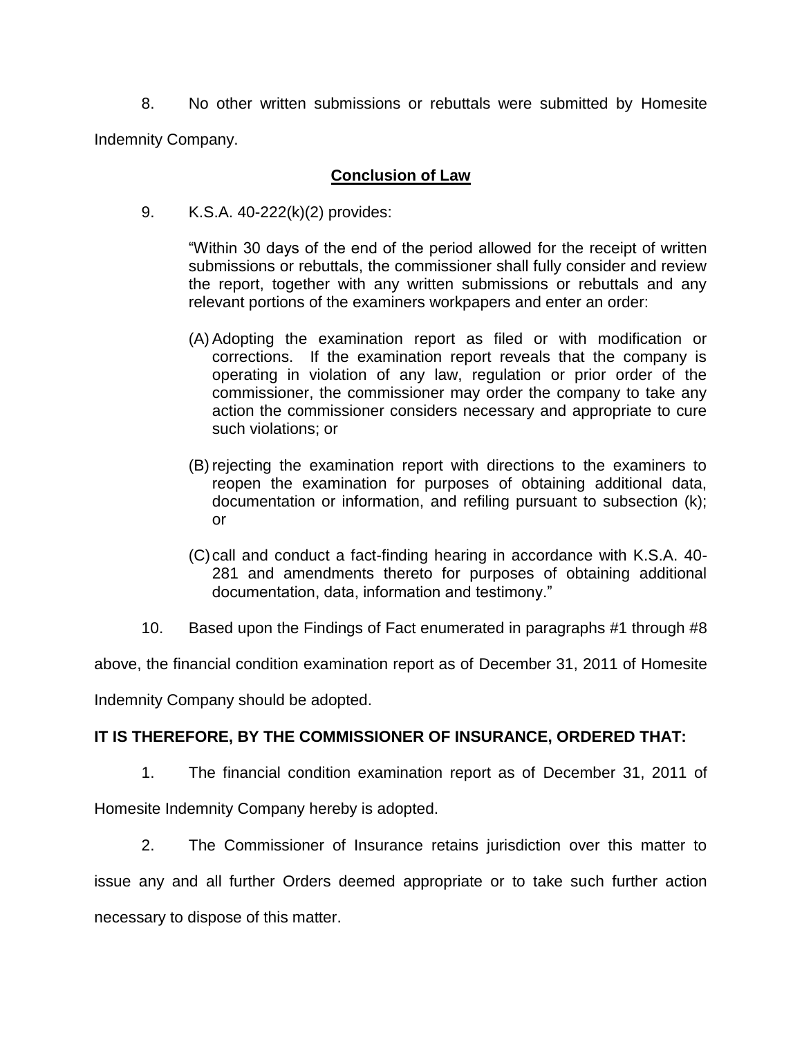8. No other written submissions or rebuttals were submitted by Homesite Indemnity Company.

## Conclusion of Law

9. K.S.A. 40-222(k)(2) provides:

> "Within 30 days of the end of the period allowed for the receipt of written submissions or rebuttals, the commissioner shall fully consider and review the report, together with any written submissions or rebuttals and any relevant portions of the examiners workpapers and enter an order:
>
> (A) Adopting the examination report as filed or with modification or corrections. If the examination report reveals that the company is operating in violation of any law, regulation or prior order of the commissioner, the commissioner may order the company to take any action the commissioner considers necessary and appropriate to cure such violations; or
>
> (B) rejecting the examination report with directions to the examiners to reopen the examination for purposes of obtaining additional data, documentation or information, and refiling pursuant to subsection (k); or
>
> (C) call and conduct a fact-finding hearing in accordance with K.S.A. 40-281 and amendments thereto for purposes of obtaining additional documentation, data, information and testimony."

10. Based upon the Findings of Fact enumerated in paragraphs #1 through #8 above, the financial condition examination report as of December 31, 2011 of Homesite Indemnity Company should be adopted.

**IT IS THEREFORE, BY THE COMMISSIONER OF INSURANCE, ORDERED THAT:**

1. The financial condition examination report as of December 31, 2011 of Homesite Indemnity Company hereby is adopted.

2. The Commissioner of Insurance retains jurisdiction over this matter to issue any and all further Orders deemed appropriate or to take such further action necessary to dispose of this matter.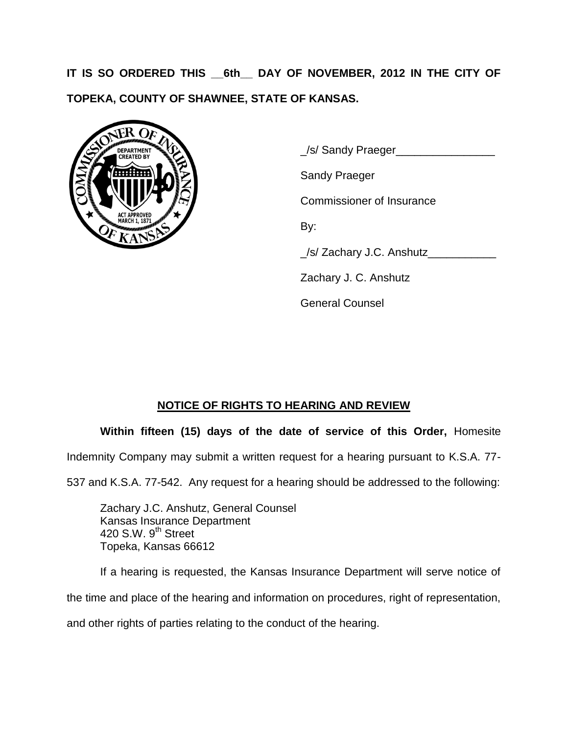**IT IS SO ORDERED THIS \_\_6th\_\_ DAY OF NOVEMBER, 2012 IN THE CITY OF TOPEKA, COUNTY OF SHAWNEE, STATE OF KANSAS.**

_/s/ Sandy Praeger________________

Sandy Praeger

Commissioner of Insurance

By:

_/s/ Zachary J.C. Anshutz___________

Zachary J. C. Anshutz

General Counsel

## NOTICE OF RIGHTS TO HEARING AND REVIEW

**Within fifteen (15) days of the date of service of this Order,** Homesite Indemnity Company may submit a written request for a hearing pursuant to K.S.A. 77-537 and K.S.A. 77-542. Any request for a hearing should be addressed to the following:

Zachary J.C. Anshutz, General Counsel
Kansas Insurance Department
420 S.W. 9th Street
Topeka, Kansas 66612

If a hearing is requested, the Kansas Insurance Department will serve notice of the time and place of the hearing and information on procedures, right of representation, and other rights of parties relating to the conduct of the hearing.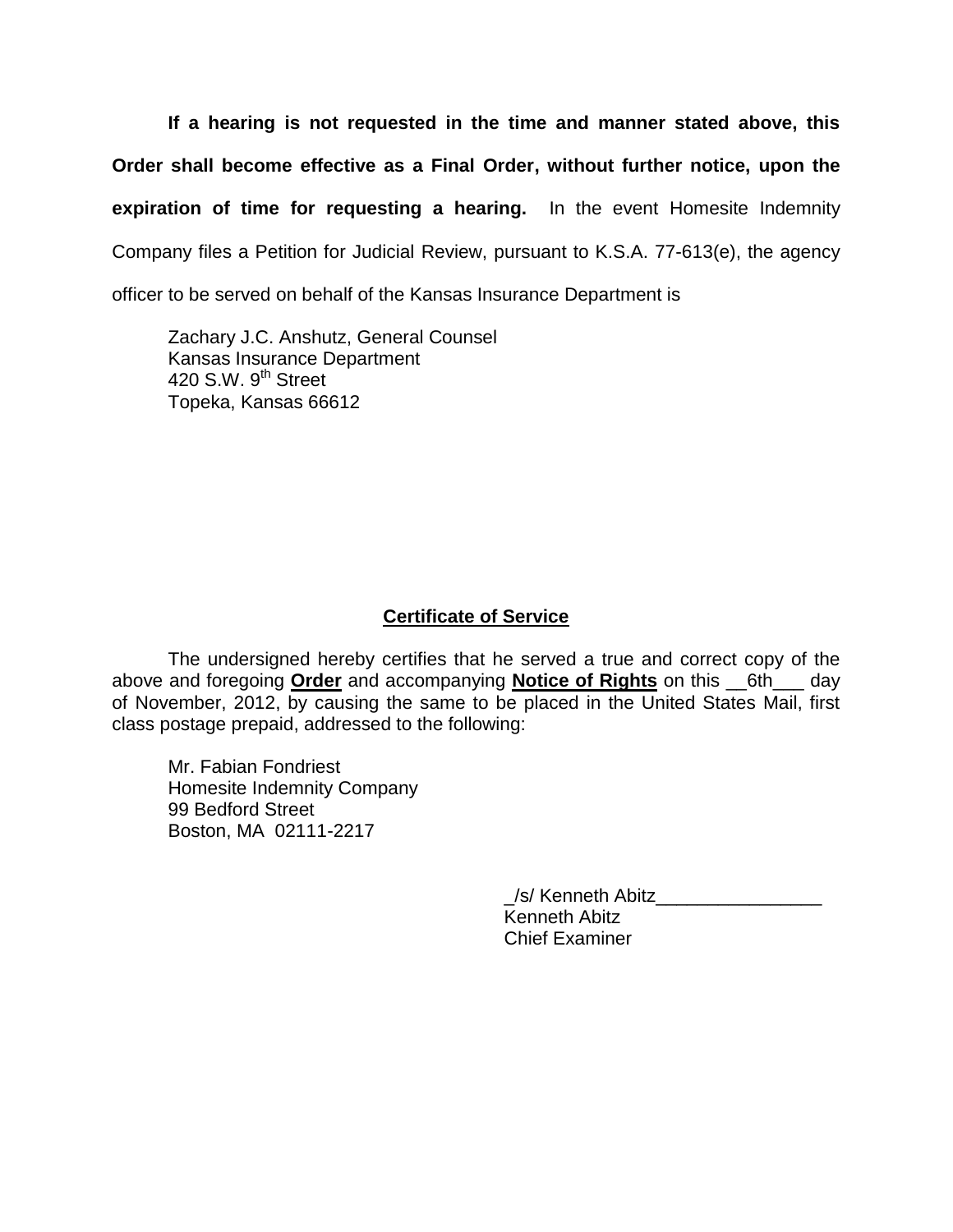**If a hearing is not requested in the time and manner stated above, this Order shall become effective as a Final Order, without further notice, upon the expiration of time for requesting a hearing.** In the event Homesite Indemnity Company files a Petition for Judicial Review, pursuant to K.S.A. 77-613(e), the agency officer to be served on behalf of the Kansas Insurance Department is

Zachary J.C. Anshutz, General Counsel
Kansas Insurance Department
420 S.W. 9th Street
Topeka, Kansas 66612

## Certificate of Service

The undersigned hereby certifies that he served a true and correct copy of the above and foregoing **Order** and accompanying **Notice of Rights** on this __6th___ day of November, 2012, by causing the same to be placed in the United States Mail, first class postage prepaid, addressed to the following:

Mr. Fabian Fondriest
Homesite Indemnity Company
99 Bedford Street
Boston, MA 02111-2217

_/s/ Kenneth Abitz________________
Kenneth Abitz
Chief Examiner